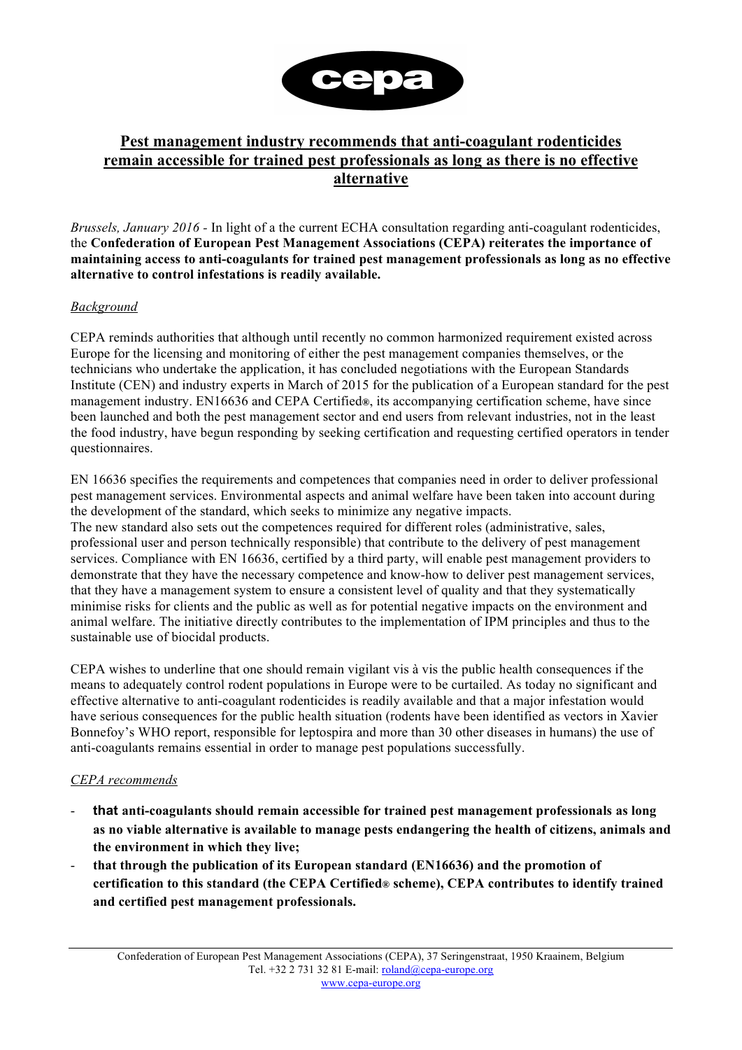# Pest management industry recommends that anti-coagulant rodenticides remain accessible for trained pest professionals as long as there is no effective alternative

*Brussels, January 2016* - In light of a the current ECHA consultation regarding anti-coagulant rodenticides, the **Confederation of European Pest Management Associations (CEPA) reiterates the importance of maintaining access to anti-coagulants for trained pest management professionals as long as no effective alternative to control infestations is readily available.**

## *Background*

CEPA reminds authorities that although until recently no common harmonized requirement existed across Europe for the licensing and monitoring of either the pest management companies themselves, or the technicians who undertake the application, it has concluded negotiations with the European Standards Institute (CEN) and industry experts in March of 2015 for the publication of a European standard for the pest management industry. EN16636 and CEPA Certified®, its accompanying certification scheme, have since been launched and both the pest management sector and end users from relevant industries, not in the least the food industry, have begun responding by seeking certification and requesting certified operators in tender questionnaires.

EN 16636 specifies the requirements and competences that companies need in order to deliver professional pest management services. Environmental aspects and animal welfare have been taken into account during the development of the standard, which seeks to minimize any negative impacts.
The new standard also sets out the competences required for different roles (administrative, sales, professional user and person technically responsible) that contribute to the delivery of pest management services. Compliance with EN 16636, certified by a third party, will enable pest management providers to demonstrate that they have the necessary competence and know-how to deliver pest management services, that they have a management system to ensure a consistent level of quality and that they systematically minimise risks for clients and the public as well as for potential negative impacts on the environment and animal welfare. The initiative directly contributes to the implementation of IPM principles and thus to the sustainable use of biocidal products.

CEPA wishes to underline that one should remain vigilant vis à vis the public health consequences if the means to adequately control rodent populations in Europe were to be curtailed. As today no significant and effective alternative to anti-coagulant rodenticides is readily available and that a major infestation would have serious consequences for the public health situation (rodents have been identified as vectors in Xavier Bonnefoy's WHO report, responsible for leptospira and more than 30 other diseases in humans) the use of anti-coagulants remains essential in order to manage pest populations successfully.

## *CEPA recommends*

- **that anti-coagulants should remain accessible for trained pest management professionals as long as no viable alternative is available to manage pests endangering the health of citizens, animals and the environment in which they live;**
- **that through the publication of its European standard (EN16636) and the promotion of certification to this standard (the CEPA Certified® scheme), CEPA contributes to identify trained and certified pest management professionals.**

Confederation of European Pest Management Associations (CEPA), 37 Seringenstraat, 1950 Kraainem, Belgium
Tel. +32 2 731 32 81 E-mail: roland@cepa-europe.org
www.cepa-europe.org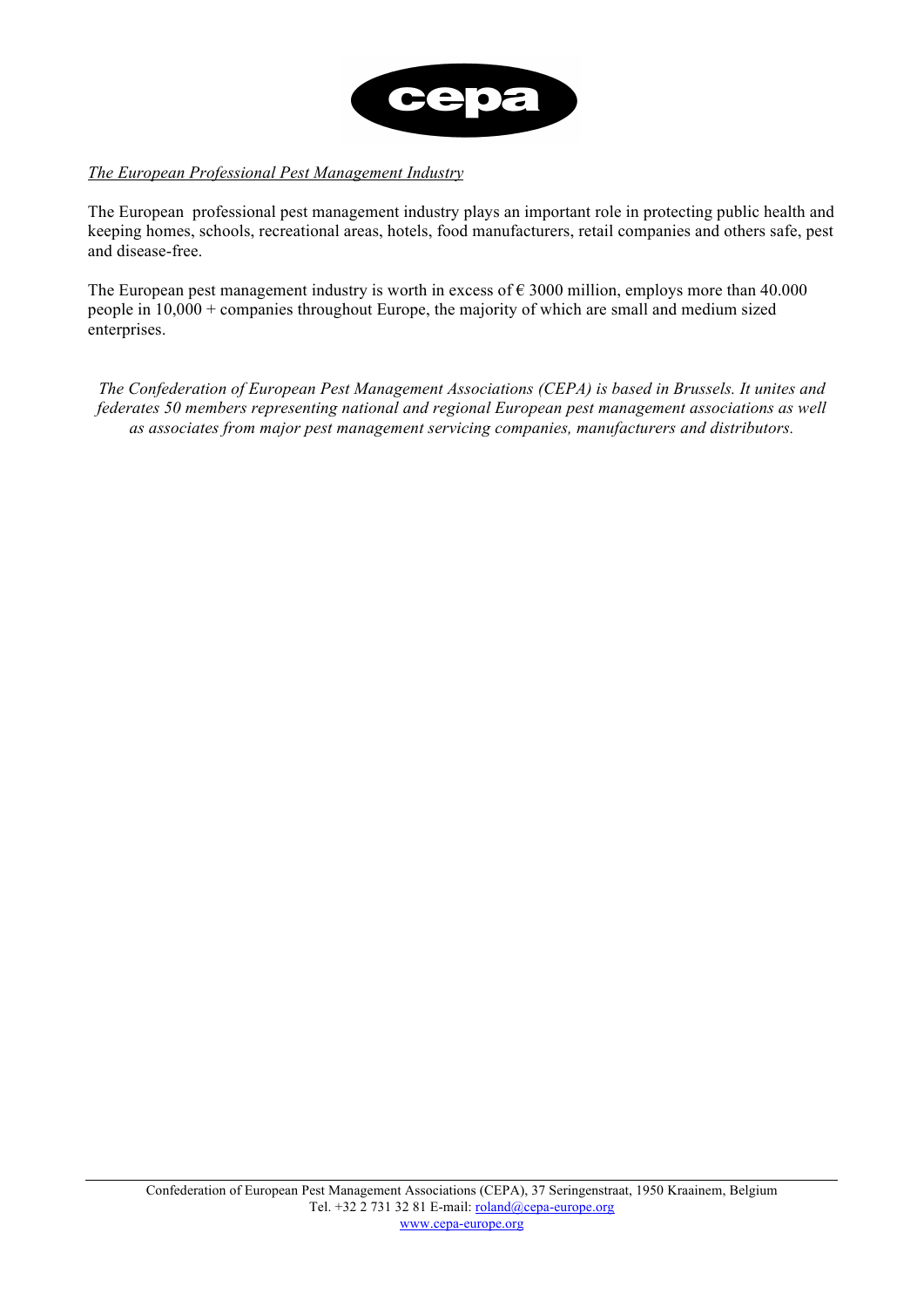cepa

*The European Professional Pest Management Industry*

The European  professional pest management industry plays an important role in protecting public health and keeping homes, schools, recreational areas, hotels, food manufacturers, retail companies and others safe, pest and disease-free.

The European pest management industry is worth in excess of € 3000 million, employs more than 40.000 people in 10,000 + companies throughout Europe, the majority of which are small and medium sized enterprises.

*The Confederation of European Pest Management Associations (CEPA) is based in Brussels. It unites and federates 50 members representing national and regional European pest management associations as well as associates from major pest management servicing companies, manufacturers and distributors.*

Confederation of European Pest Management Associations (CEPA), 37 Seringenstraat, 1950 Kraainem, Belgium
Tel. +32 2 731 32 81 E-mail: roland@cepa-europe.org
www.cepa-europe.org